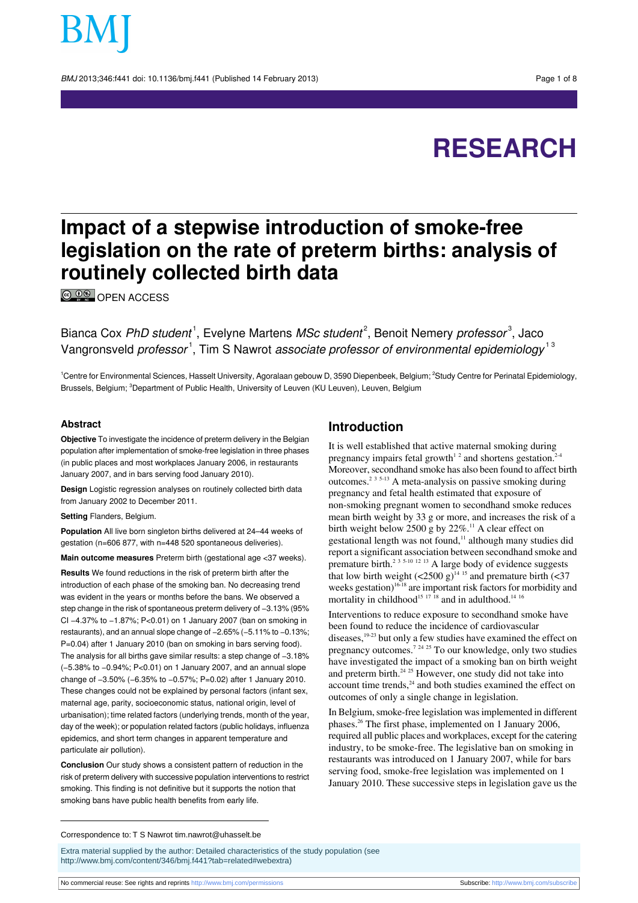# Impact of a stepwise introduction of smoke-free legislation on the rate of preterm births: analysis of routinely collected birth data

OPEN ACCESS

Bianca Cox *PhD student*[1], Evelyne Martens *MSc student*[2], Benoit Nemery *professor*[3], Jaco Vangronsveld *professor*[1], Tim S Nawrot *associate professor of environmental epidemiology*[1 3]

[1]Centre for Environmental Sciences, Hasselt University, Agoralaan gebouw D, 3590 Diepenbeek, Belgium; [2]Study Centre for Perinatal Epidemiology, Brussels, Belgium; [3]Department of Public Health, University of Leuven (KU Leuven), Leuven, Belgium

## Abstract

**Objective** To investigate the incidence of preterm delivery in the Belgian population after implementation of smoke-free legislation in three phases (in public places and most workplaces January 2006, in restaurants January 2007, and in bars serving food January 2010).

**Design** Logistic regression analyses on routinely collected birth data from January 2002 to December 2011.

**Setting** Flanders, Belgium.

**Population** All live born singleton births delivered at 24–44 weeks of gestation (n=606 877, with n=448 520 spontaneous deliveries).

**Main outcome measures** Preterm birth (gestational age <37 weeks).

**Results** We found reductions in the risk of preterm birth after the introduction of each phase of the smoking ban. No decreasing trend was evident in the years or months before the bans. We observed a step change in the risk of spontaneous preterm delivery of −3.13% (95% CI −4.37% to −1.87%; P<0.01) on 1 January 2007 (ban on smoking in restaurants), and an annual slope change of −2.65% (−5.11% to −0.13%; P=0.04) after 1 January 2010 (ban on smoking in bars serving food). The analysis for all births gave similar results: a step change of −3.18% (−5.38% to −0.94%; P<0.01) on 1 January 2007, and an annual slope change of −3.50% (−6.35% to −0.57%; P=0.02) after 1 January 2010. These changes could not be explained by personal factors (infant sex, maternal age, parity, socioeconomic status, national origin, level of urbanisation); time related factors (underlying trends, month of the year, day of the week); or population related factors (public holidays, influenza epidemics, and short term changes in apparent temperature and particulate air pollution).

**Conclusion** Our study shows a consistent pattern of reduction in the risk of preterm delivery with successive population interventions to restrict smoking. This finding is not definitive but it supports the notion that smoking bans have public health benefits from early life.

## Introduction

It is well established that active maternal smoking during pregnancy impairs fetal growth[1 2] and shortens gestation.[2-4] Moreover, secondhand smoke has also been found to affect birth outcomes.[2 3 5-13] A meta-analysis on passive smoking during pregnancy and fetal health estimated that exposure of non-smoking pregnant women to secondhand smoke reduces mean birth weight by 33 g or more, and increases the risk of a birth weight below 2500 g by 22%.[11] A clear effect on gestational length was not found,[11] although many studies did report a significant association between secondhand smoke and premature birth.[2 3 5-10 12 13] A large body of evidence suggests that low birth weight (<2500 g)[14 15] and premature birth (<37 weeks gestation)[16-18] are important risk factors for morbidity and mortality in childhood[15 17 18] and in adulthood.[14 16]

Interventions to reduce exposure to secondhand smoke have been found to reduce the incidence of cardiovascular diseases,[19-23] but only a few studies have examined the effect on pregnancy outcomes.[7 24 25] To our knowledge, only two studies have investigated the impact of a smoking ban on birth weight and preterm birth.[24 25] However, one study did not take into account time trends,[24] and both studies examined the effect on outcomes of only a single change in legislation.

In Belgium, smoke-free legislation was implemented in different phases.[26] The first phase, implemented on 1 January 2006, required all public places and workplaces, except for the catering industry, to be smoke-free. The legislative ban on smoking in restaurants was introduced on 1 January 2007, while for bars serving food, smoke-free legislation was implemented on 1 January 2010. These successive steps in legislation gave us the

Correspondence to: T S Nawrot tim.nawrot@uhasselt.be

Extra material supplied by the author: Detailed characteristics of the study population (see http://www.bmj.com/content/346/bmj.f441?tab=related#webextra)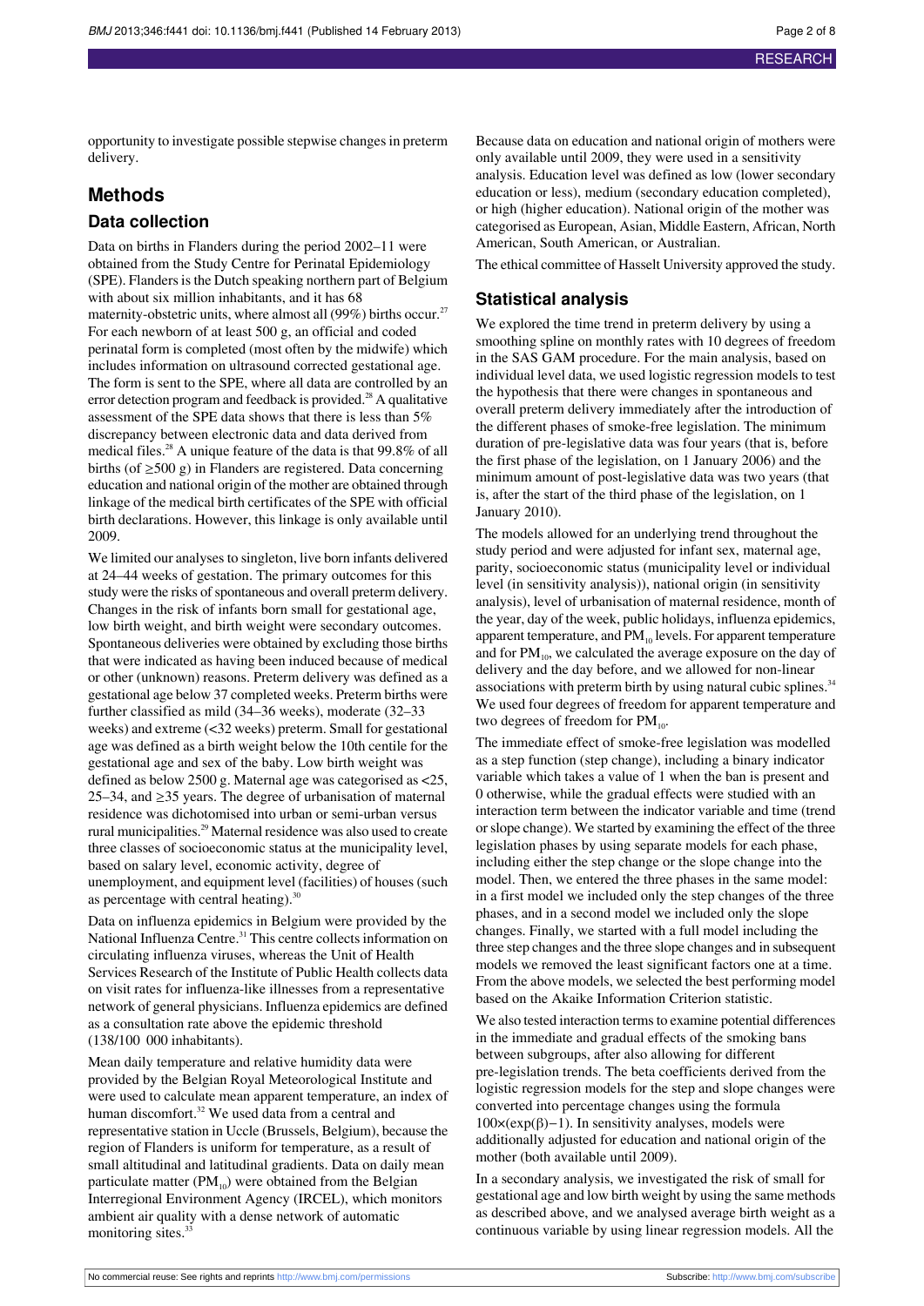opportunity to investigate possible stepwise changes in preterm delivery.

## Methods

### Data collection

Data on births in Flanders during the period 2002–11 were obtained from the Study Centre for Perinatal Epidemiology (SPE). Flanders is the Dutch speaking northern part of Belgium with about six million inhabitants, and it has 68 maternity-obstetric units, where almost all (99%) births occur.[27] For each newborn of at least 500 g, an official and coded perinatal form is completed (most often by the midwife) which includes information on ultrasound corrected gestational age. The form is sent to the SPE, where all data are controlled by an error detection program and feedback is provided.[28] A qualitative assessment of the SPE data shows that there is less than 5% discrepancy between electronic data and data derived from medical files.[28] A unique feature of the data is that 99.8% of all births (of ≥500 g) in Flanders are registered. Data concerning education and national origin of the mother are obtained through linkage of the medical birth certificates of the SPE with official birth declarations. However, this linkage is only available until 2009.

We limited our analyses to singleton, live born infants delivered at 24–44 weeks of gestation. The primary outcomes for this study were the risks of spontaneous and overall preterm delivery. Changes in the risk of infants born small for gestational age, low birth weight, and birth weight were secondary outcomes. Spontaneous deliveries were obtained by excluding those births that were indicated as having been induced because of medical or other (unknown) reasons. Preterm delivery was defined as a gestational age below 37 completed weeks. Preterm births were further classified as mild (34–36 weeks), moderate (32–33 weeks) and extreme (<32 weeks) preterm. Small for gestational age was defined as a birth weight below the 10th centile for the gestational age and sex of the baby. Low birth weight was defined as below 2500 g. Maternal age was categorised as <25, 25–34, and ≥35 years. The degree of urbanisation of maternal residence was dichotomised into urban or semi-urban versus rural municipalities.[29] Maternal residence was also used to create three classes of socioeconomic status at the municipality level, based on salary level, economic activity, degree of unemployment, and equipment level (facilities) of houses (such as percentage with central heating).[30]

Data on influenza epidemics in Belgium were provided by the National Influenza Centre.[31] This centre collects information on circulating influenza viruses, whereas the Unit of Health Services Research of the Institute of Public Health collects data on visit rates for influenza-like illnesses from a representative network of general physicians. Influenza epidemics are defined as a consultation rate above the epidemic threshold (138/100 000 inhabitants).

Mean daily temperature and relative humidity data were provided by the Belgian Royal Meteorological Institute and were used to calculate mean apparent temperature, an index of human discomfort.[32] We used data from a central and representative station in Uccle (Brussels, Belgium), because the region of Flanders is uniform for temperature, as a result of small altitudinal and latitudinal gradients. Data on daily mean particulate matter ($PM_{10}$) were obtained from the Belgian Interregional Environment Agency (IRCEL), which monitors ambient air quality with a dense network of automatic monitoring sites.[33]

Because data on education and national origin of mothers were only available until 2009, they were used in a sensitivity analysis. Education level was defined as low (lower secondary education or less), medium (secondary education completed), or high (higher education). National origin of the mother was categorised as European, Asian, Middle Eastern, African, North American, South American, or Australian.

The ethical committee of Hasselt University approved the study.

### Statistical analysis

We explored the time trend in preterm delivery by using a smoothing spline on monthly rates with 10 degrees of freedom in the SAS GAM procedure. For the main analysis, based on individual level data, we used logistic regression models to test the hypothesis that there were changes in spontaneous and overall preterm delivery immediately after the introduction of the different phases of smoke-free legislation. The minimum duration of pre-legislative data was four years (that is, before the first phase of the legislation, on 1 January 2006) and the minimum amount of post-legislative data was two years (that is, after the start of the third phase of the legislation, on 1 January 2010).

The models allowed for an underlying trend throughout the study period and were adjusted for infant sex, maternal age, parity, socioeconomic status (municipality level or individual level (in sensitivity analysis)), national origin (in sensitivity analysis), level of urbanisation of maternal residence, month of the year, day of the week, public holidays, influenza epidemics, apparent temperature, and $PM_{10}$ levels. For apparent temperature and for $PM_{10}$, we calculated the average exposure on the day of delivery and the day before, and we allowed for non-linear associations with preterm birth by using natural cubic splines.[34] We used four degrees of freedom for apparent temperature and two degrees of freedom for $PM_{10}$.

The immediate effect of smoke-free legislation was modelled as a step function (step change), including a binary indicator variable which takes a value of 1 when the ban is present and 0 otherwise, while the gradual effects were studied with an interaction term between the indicator variable and time (trend or slope change). We started by examining the effect of the three legislation phases by using separate models for each phase, including either the step change or the slope change into the model. Then, we entered the three phases in the same model: in a first model we included only the step changes of the three phases, and in a second model we included only the slope changes. Finally, we started with a full model including the three step changes and the three slope changes and in subsequent models we removed the least significant factors one at a time. From the above models, we selected the best performing model based on the Akaike Information Criterion statistic.

We also tested interaction terms to examine potential differences in the immediate and gradual effects of the smoking bans between subgroups, after also allowing for different pre-legislation trends. The beta coefficients derived from the logistic regression models for the step and slope changes were converted into percentage changes using the formula $100\times(\exp(\beta)-1)$. In sensitivity analyses, models were additionally adjusted for education and national origin of the mother (both available until 2009).

In a secondary analysis, we investigated the risk of small for gestational age and low birth weight by using the same methods as described above, and we analysed average birth weight as a continuous variable by using linear regression models. All the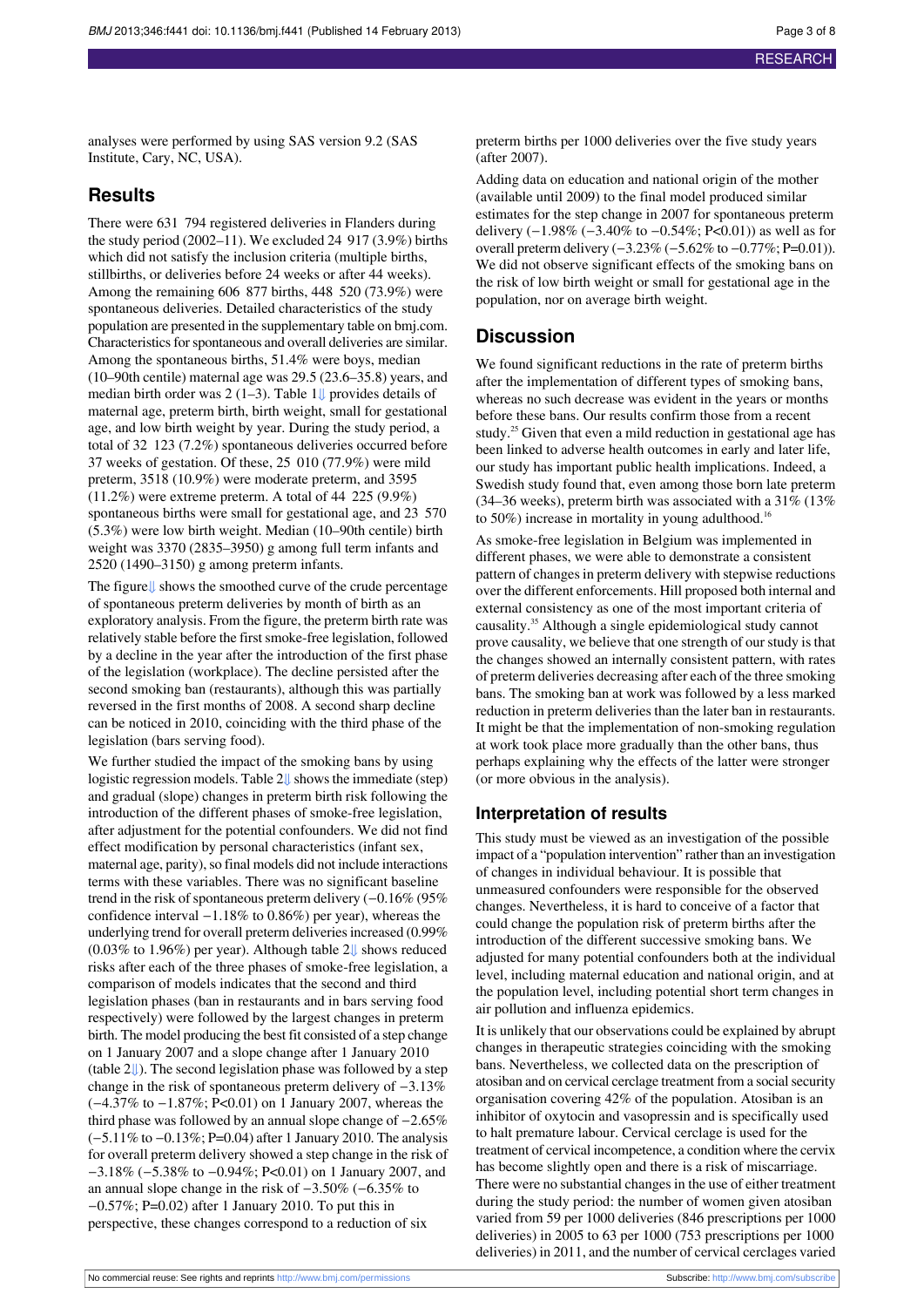analyses were performed by using SAS version 9.2 (SAS Institute, Cary, NC, USA).

## Results

There were 631 794 registered deliveries in Flanders during the study period (2002–11). We excluded 24 917 (3.9%) births which did not satisfy the inclusion criteria (multiple births, stillbirths, or deliveries before 24 weeks or after 44 weeks). Among the remaining 606 877 births, 448 520 (73.9%) were spontaneous deliveries. Detailed characteristics of the study population are presented in the supplementary table on bmj.com. Characteristics for spontaneous and overall deliveries are similar. Among the spontaneous births, 51.4% were boys, median (10–90th centile) maternal age was 29.5 (23.6–35.8) years, and median birth order was 2 (1–3). Table 1⇓ provides details of maternal age, preterm birth, birth weight, small for gestational age, and low birth weight by year. During the study period, a total of 32 123 (7.2%) spontaneous deliveries occurred before 37 weeks of gestation. Of these, 25 010 (77.9%) were mild preterm, 3518 (10.9%) were moderate preterm, and 3595 (11.2%) were extreme preterm. A total of 44 225 (9.9%) spontaneous births were small for gestational age, and 23 570 (5.3%) were low birth weight. Median (10–90th centile) birth weight was 3370 (2835–3950) g among full term infants and 2520 (1490–3150) g among preterm infants.

The figure⇓ shows the smoothed curve of the crude percentage of spontaneous preterm deliveries by month of birth as an exploratory analysis. From the figure, the preterm birth rate was relatively stable before the first smoke-free legislation, followed by a decline in the year after the introduction of the first phase of the legislation (workplace). The decline persisted after the second smoking ban (restaurants), although this was partially reversed in the first months of 2008. A second sharp decline can be noticed in 2010, coinciding with the third phase of the legislation (bars serving food).

We further studied the impact of the smoking bans by using logistic regression models. Table 2⇓ shows the immediate (step) and gradual (slope) changes in preterm birth risk following the introduction of the different phases of smoke-free legislation, after adjustment for the potential confounders. We did not find effect modification by personal characteristics (infant sex, maternal age, parity), so final models did not include interactions terms with these variables. There was no significant baseline trend in the risk of spontaneous preterm delivery (−0.16% (95% confidence interval −1.18% to 0.86%) per year), whereas the underlying trend for overall preterm deliveries increased (0.99% (0.03% to 1.96%) per year). Although table 2⇓ shows reduced risks after each of the three phases of smoke-free legislation, a comparison of models indicates that the second and third legislation phases (ban in restaurants and in bars serving food respectively) were followed by the largest changes in preterm birth. The model producing the best fit consisted of a step change on 1 January 2007 and a slope change after 1 January 2010 (table 2⇓). The second legislation phase was followed by a step change in the risk of spontaneous preterm delivery of −3.13% (−4.37% to −1.87%; P<0.01) on 1 January 2007, whereas the third phase was followed by an annual slope change of −2.65% (−5.11% to −0.13%; P=0.04) after 1 January 2010. The analysis for overall preterm delivery showed a step change in the risk of −3.18% (−5.38% to −0.94%; P<0.01) on 1 January 2007, and an annual slope change in the risk of −3.50% (−6.35% to −0.57%; P=0.02) after 1 January 2010. To put this in perspective, these changes correspond to a reduction of six preterm births per 1000 deliveries over the five study years (after 2007).

Adding data on education and national origin of the mother (available until 2009) to the final model produced similar estimates for the step change in 2007 for spontaneous preterm delivery (−1.98% (−3.40% to −0.54%; P<0.01)) as well as for overall preterm delivery (−3.23% (−5.62% to −0.77%; P=0.01)). We did not observe significant effects of the smoking bans on the risk of low birth weight or small for gestational age in the population, nor on average birth weight.

## Discussion

We found significant reductions in the rate of preterm births after the implementation of different types of smoking bans, whereas no such decrease was evident in the years or months before these bans. Our results confirm those from a recent study.[25] Given that even a mild reduction in gestational age has been linked to adverse health outcomes in early and later life, our study has important public health implications. Indeed, a Swedish study found that, even among those born late preterm (34–36 weeks), preterm birth was associated with a 31% (13% to 50%) increase in mortality in young adulthood.[16]

As smoke-free legislation in Belgium was implemented in different phases, we were able to demonstrate a consistent pattern of changes in preterm delivery with stepwise reductions over the different enforcements. Hill proposed both internal and external consistency as one of the most important criteria of causality.[35] Although a single epidemiological study cannot prove causality, we believe that one strength of our study is that the changes showed an internally consistent pattern, with rates of preterm deliveries decreasing after each of the three smoking bans. The smoking ban at work was followed by a less marked reduction in preterm deliveries than the later ban in restaurants. It might be that the implementation of non-smoking regulation at work took place more gradually than the other bans, thus perhaps explaining why the effects of the latter were stronger (or more obvious in the analysis).

### Interpretation of results

This study must be viewed as an investigation of the possible impact of a "population intervention" rather than an investigation of changes in individual behaviour. It is possible that unmeasured confounders were responsible for the observed changes. Nevertheless, it is hard to conceive of a factor that could change the population risk of preterm births after the introduction of the different successive smoking bans. We adjusted for many potential confounders both at the individual level, including maternal education and national origin, and at the population level, including potential short term changes in air pollution and influenza epidemics.

It is unlikely that our observations could be explained by abrupt changes in therapeutic strategies coinciding with the smoking bans. Nevertheless, we collected data on the prescription of atosiban and on cervical cerclage treatment from a social security organisation covering 42% of the population. Atosiban is an inhibitor of oxytocin and vasopressin and is specifically used to halt premature labour. Cervical cerclage is used for the treatment of cervical incompetence, a condition where the cervix has become slightly open and there is a risk of miscarriage. There were no substantial changes in the use of either treatment during the study period: the number of women given atosiban varied from 59 per 1000 deliveries (846 prescriptions per 1000 deliveries) in 2005 to 63 per 1000 (753 prescriptions per 1000 deliveries) in 2011, and the number of cervical cerclages varied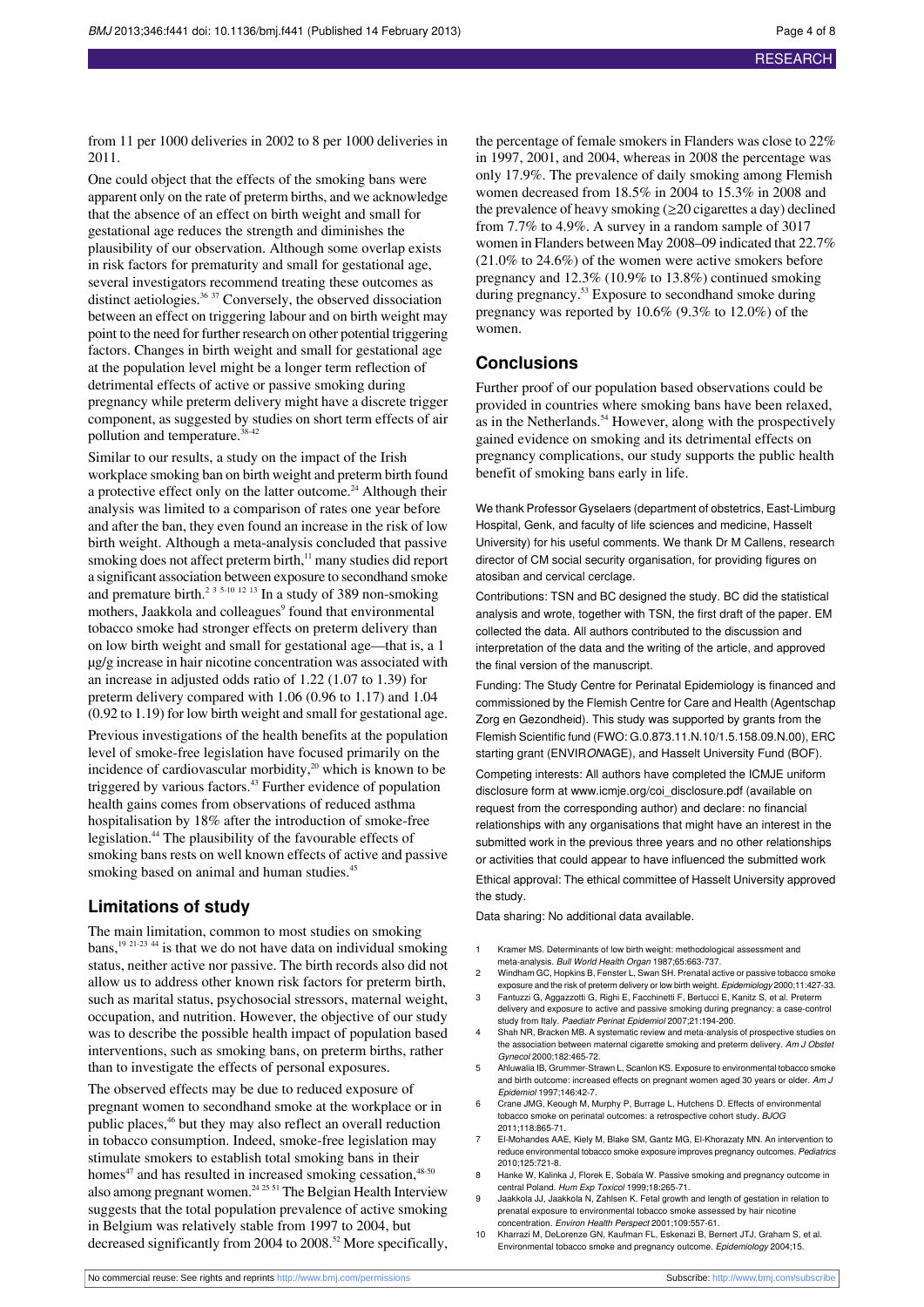from 11 per 1000 deliveries in 2002 to 8 per 1000 deliveries in 2011.

One could object that the effects of the smoking bans were apparent only on the rate of preterm births, and we acknowledge that the absence of an effect on birth weight and small for gestational age reduces the strength and diminishes the plausibility of our observation. Although some overlap exists in risk factors for prematurity and small for gestational age, several investigators recommend treating these outcomes as distinct aetiologies.[36 37] Conversely, the observed dissociation between an effect on triggering labour and on birth weight may point to the need for further research on other potential triggering factors. Changes in birth weight and small for gestational age at the population level might be a longer term reflection of detrimental effects of active or passive smoking during pregnancy while preterm delivery might have a discrete trigger component, as suggested by studies on short term effects of air pollution and temperature.[38-42]

Similar to our results, a study on the impact of the Irish workplace smoking ban on birth weight and preterm birth found a protective effect only on the latter outcome.[24] Although their analysis was limited to a comparison of rates one year before and after the ban, they even found an increase in the risk of low birth weight. Although a meta-analysis concluded that passive smoking does not affect preterm birth,[11] many studies did report a significant association between exposure to secondhand smoke and premature birth.[2 3 5-10 12 13] In a study of 389 non-smoking mothers, Jaakkola and colleagues[9] found that environmental tobacco smoke had stronger effects on preterm delivery than on low birth weight and small for gestational age—that is, a 1 μg/g increase in hair nicotine concentration was associated with an increase in adjusted odds ratio of 1.22 (1.07 to 1.39) for preterm delivery compared with 1.06 (0.96 to 1.17) and 1.04 (0.92 to 1.19) for low birth weight and small for gestational age.

Previous investigations of the health benefits at the population level of smoke-free legislation have focused primarily on the incidence of cardiovascular morbidity,[20] which is known to be triggered by various factors.[43] Further evidence of population health gains comes from observations of reduced asthma hospitalisation by 18% after the introduction of smoke-free legislation.[44] The plausibility of the favourable effects of smoking bans rests on well known effects of active and passive smoking based on animal and human studies.[45]

## Limitations of study

The main limitation, common to most studies on smoking bans,[19 21-23 44] is that we do not have data on individual smoking status, neither active nor passive. The birth records also did not allow us to address other known risk factors for preterm birth, such as marital status, psychosocial stressors, maternal weight, occupation, and nutrition. However, the objective of our study was to describe the possible health impact of population based interventions, such as smoking bans, on preterm births, rather than to investigate the effects of personal exposures.

The observed effects may be due to reduced exposure of pregnant women to secondhand smoke at the workplace or in public places,[46] but they may also reflect an overall reduction in tobacco consumption. Indeed, smoke-free legislation may stimulate smokers to establish total smoking bans in their homes[47] and has resulted in increased smoking cessation,[48-50] also among pregnant women.[24 25 51] The Belgian Health Interview suggests that the total population prevalence of active smoking in Belgium was relatively stable from 1997 to 2004, but decreased significantly from 2004 to 2008.[52] More specifically, the percentage of female smokers in Flanders was close to 22% in 1997, 2001, and 2004, whereas in 2008 the percentage was only 17.9%. The prevalence of daily smoking among Flemish women decreased from 18.5% in 2004 to 15.3% in 2008 and the prevalence of heavy smoking (≥20 cigarettes a day) declined from 7.7% to 4.9%. A survey in a random sample of 3017 women in Flanders between May 2008–09 indicated that 22.7% (21.0% to 24.6%) of the women were active smokers before pregnancy and 12.3% (10.9% to 13.8%) continued smoking during pregnancy.[53] Exposure to secondhand smoke during pregnancy was reported by 10.6% (9.3% to 12.0%) of the women.

## Conclusions

Further proof of our population based observations could be provided in countries where smoking bans have been relaxed, as in the Netherlands.[54] However, along with the prospectively gained evidence on smoking and its detrimental effects on pregnancy complications, our study supports the public health benefit of smoking bans early in life.

We thank Professor Gyselaers (department of obstetrics, East-Limburg Hospital, Genk, and faculty of life sciences and medicine, Hasselt University) for his useful comments. We thank Dr M Callens, research director of CM social security organisation, for providing figures on atosiban and cervical cerclage.

Contributions: TSN and BC designed the study. BC did the statistical analysis and wrote, together with TSN, the first draft of the paper. EM collected the data. All authors contributed to the discussion and interpretation of the data and the writing of the article, and approved the final version of the manuscript.

Funding: The Study Centre for Perinatal Epidemiology is financed and commissioned by the Flemish Centre for Care and Health (Agentschap Zorg en Gezondheid). This study was supported by grants from the Flemish Scientific fund (FWO: G.0.873.11.N.10/1.5.158.09.N.00), ERC starting grant (ENVIR*ON*AGE), and Hasselt University Fund (BOF).

Competing interests: All authors have completed the ICMJE uniform disclosure form at www.icmje.org/coi_disclosure.pdf (available on request from the corresponding author) and declare: no financial relationships with any organisations that might have an interest in the submitted work in the previous three years and no other relationships or activities that could appear to have influenced the submitted work

Ethical approval: The ethical committee of Hasselt University approved the study.

Data sharing: No additional data available.

1. Kramer MS. Determinants of low birth weight: methodological assessment and meta-analysis. *Bull World Health Organ* 1987;65:663-737.
2. Windham GC, Hopkins B, Fenster L, Swan SH. Prenatal active or passive tobacco smoke exposure and the risk of preterm delivery or low birth weight. *Epidemiology* 2000;11:427-33.
3. Fantuzzi G, Aggazzotti G, Righi E, Facchinetti F, Bertucci E, Kanitz S, et al. Preterm delivery and exposure to active and passive smoking during pregnancy: a case-control study from Italy. *Paediatr Perinat Epidemiol* 2007;21:194-200.
4. Shah NR, Bracken MB. A systematic review and meta-analysis of prospective studies on the association between maternal cigarette smoking and preterm delivery. *Am J Obstet Gynecol* 2000;182:465-72.
5. Ahluwalia IB, Grummer-Strawn L, Scanlon KS. Exposure to environmental tobacco smoke and birth outcome: increased effects on pregnant women aged 30 years or older. *Am J Epidemiol* 1997;146:42-7.
6. Crane JMG, Keough M, Murphy P, Burrage L, Hutchens D. Effects of environmental tobacco smoke on perinatal outcomes: a retrospective cohort study. *BJOG* 2011;118:865-71.
7. El-Mohandes AAE, Kiely M, Blake SM, Gantz MG, El-Khorazaty MN. An intervention to reduce environmental tobacco smoke exposure improves pregnancy outcomes. *Pediatrics* 2010;125:721-8.
8. Hanke W, Kalinka J, Florek E, Sobala W. Passive smoking and pregnancy outcome in central Poland. *Hum Exp Toxicol* 1999;18:265-71.
9. Jaakkola JJ, Jaakkola N, Zahlsen K. Fetal growth and length of gestation in relation to prenatal exposure to environmental tobacco smoke assessed by hair nicotine concentration. *Environ Health Perspect* 2001;109:557-61.
10. Kharrazi M, DeLorenze GN, Kaufman FL, Eskenazi B, Bernert JTJ, Graham S, et al. Environmental tobacco smoke and pregnancy outcome. *Epidemiology* 2004;15.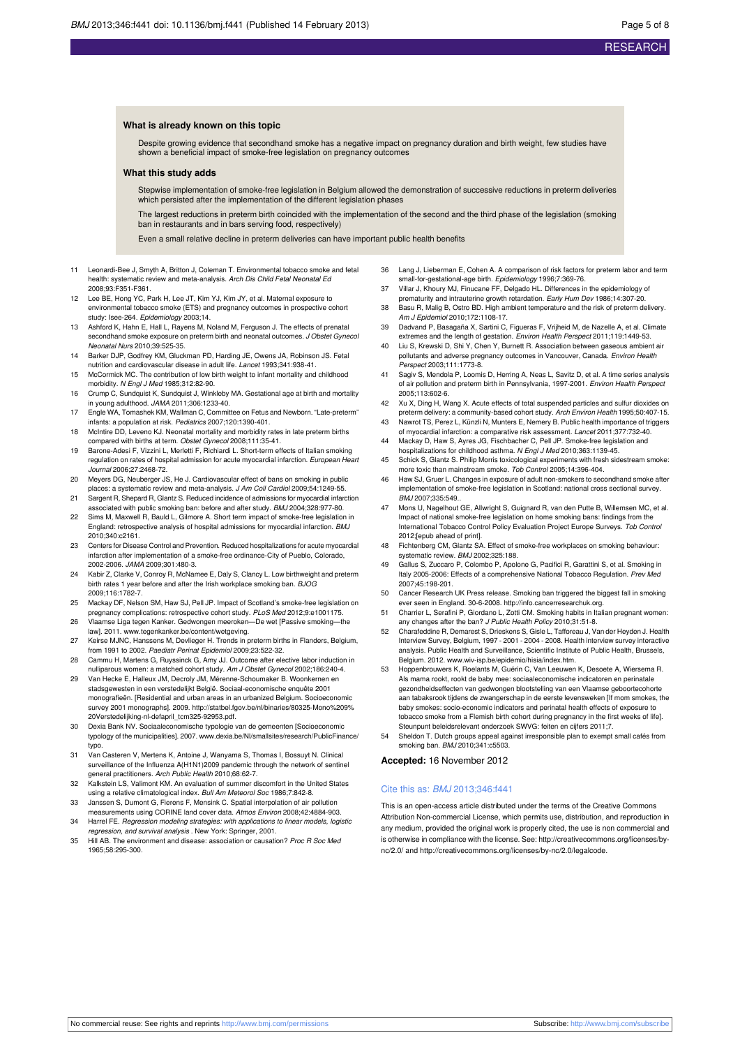### What is already known on this topic

Despite growing evidence that secondhand smoke has a negative impact on pregnancy duration and birth weight, few studies have shown a beneficial impact of smoke-free legislation on pregnancy outcomes

### What this study adds

Stepwise implementation of smoke-free legislation in Belgium allowed the demonstration of successive reductions in preterm deliveries which persisted after the implementation of the different legislation phases

The largest reductions in preterm birth coincided with the implementation of the second and the third phase of the legislation (smoking ban in restaurants and in bars serving food, respectively)

Even a small relative decline in preterm deliveries can have important public health benefits

11. Leonardi-Bee J, Smyth A, Britton J, Coleman T. Environmental tobacco smoke and fetal health: systematic review and meta-analysis. *Arch Dis Child Fetal Neonatal Ed* 2008;93:F351-F361.
12. Lee BE, Hong YC, Park H, Lee JT, Kim YJ, Kim JY, et al. Maternal exposure to environmental tobacco smoke (ETS) and pregnancy outcomes in prospective cohort study: Isee-264. *Epidemiology* 2003;14.
13. Ashford K, Hahn E, Hall L, Rayens M, Noland M, Ferguson J. The effects of prenatal secondhand smoke exposure on preterm birth and neonatal outcomes. *J Obstet Gynecol Neonatal Nurs* 2010;39:525-35.
14. Barker DJP, Godfrey KM, Gluckman PD, Harding JE, Owens JA, Robinson JS. Fetal nutrition and cardiovascular disease in adult life. *Lancet* 1993;341:938-41.
15. McCormick MC. The contribution of low birth weight to infant mortality and childhood morbidity. *N Engl J Med* 1985;312:82-90.
16. Crump C, Sundquist K, Sundquist J, Winkleby MA. Gestational age at birth and mortality in young adulthood. *JAMA* 2011;306:1233-40.
17. Engle WA, Tomashek KM, Wallman C, Committee on Fetus and Newborn. "Late-preterm" infants: a population at risk. *Pediatrics* 2007;120:1390-401.
18. McIntire DD, Leveno KJ. Neonatal mortality and morbidity rates in late preterm births compared with births at term. *Obstet Gynecol* 2008;111:35-41.
19. Barone-Adesi F, Vizzini L, Merletti F, Richiardi L. Short-term effects of Italian smoking regulation on rates of hospital admission for acute myocardial infarction. *European Heart Journal* 2006;27:2468-72.
20. Meyers DG, Neuberger JS, He J. Cardiovascular effect of bans on smoking in public places: a systematic review and meta-analysis. *J Am Coll Cardiol* 2009;54:1249-55.
21. Sargent R, Shepard R, Glantz S. Reduced incidence of admissions for myocardial infarction associated with public smoking ban: before and after study. *BMJ* 2004;328:977-80.
22. Sims M, Maxwell R, Bauld L, Gilmore A. Short term impact of smoke-free legislation in England: retrospective analysis of hospital admissions for myocardial infarction. *BMJ* 2010;340:c2161.
23. Centers for Disease Control and Prevention. Reduced hospitalizations for acute myocardial infarction after implementation of a smoke-free ordinance-City of Pueblo, Colorado, 2002-2006. *JAMA* 2009;301:480-3.
24. Kabir Z, Clarke V, Conroy R, McNamee E, Daly S, Clancy L. Low birthweight and preterm birth rates 1 year before and after the Irish workplace smoking ban. *BJOG* 2009;116:1782-7.
25. Mackay DF, Nelson SM, Haw SJ, Pell JP. Impact of Scotland's smoke-free legislation on pregnancy complications: retrospective cohort study. *PLoS Med* 2012;9:e1001175.
26. Vlaamse Liga tegen Kanker. Gedwongen meeroken—De wet [Passive smoking—the law]. 2011. www.tegenkanker.be/content/wetgeving.
27. Keirse MJNC, Hanssens M, Devlieger H. Trends in preterm births in Flanders, Belgium, from 1991 to 2002. *Paediatr Perinat Epidemiol* 2009;23:522-32.
28. Cammu H, Martens G, Ruyssinck G, Amy JJ. Outcome after elective labor induction in nulliparous women: a matched cohort study. *Am J Obstet Gynecol* 2002;186:240-4.
29. Van Hecke E, Halleux JM, Decroly JM, Mérenne-Schoumaker B. Woonkernen en stadsgewesten in een verstedelijkt België. Sociaal-economische enquête 2001 monografieën. [Residential and urban areas in an urbanized Belgium. Socioeconomic survey 2001 monographs]. 2009. http://statbel.fgov.be/nl/binaries/80325-Mono%209%20Verstedelijking-nl-defapril_tcm325-92953.pdf.
30. Dexia Bank NV. Sociaaleconomische typologie van de gemeenten [Socioeconomic typology of the municipalities]. 2007. www.dexia.be/Nl/smallsites/research/PublicFinance/typo.
31. Van Casteren V, Mertens K, Antoine J, Wanyama S, Thomas I, Bossuyt N. Clinical surveillance of the Influenza A(H1N1)2009 pandemic through the network of sentinel general practitioners. *Arch Public Health* 2010;68:62-7.
32. Kalkstein LS, Valimont KM. An evaluation of summer discomfort in the United States using a relative climatological index. *Bull Am Meteorol Soc* 1986;7:842-8.
33. Janssen S, Dumont G, Fierens F, Mensink C. Spatial interpolation of air pollution measurements using CORINE land cover data. *Atmos Environ* 2008;42:4884-903.
34. Harrel FE. *Regression modeling strategies: with applications to linear models, logistic regression, and survival analysis* . New York: Springer, 2001.
35. Hill AB. The environment and disease: association or causation? *Proc R Soc Med* 1965;58:295-300.
36. Lang J, Lieberman E, Cohen A. A comparison of risk factors for preterm labor and term small-for-gestational-age birth. *Epidemiology* 1996;7:369-76.
37. Villar J, Khoury MJ, Finucane FF, Delgado HL. Differences in the epidemiology of prematurity and intrauterine growth retardation. *Early Hum Dev* 1986;14:307-20.
38. Basu R, Malig B, Ostro BD. High ambient temperature and the risk of preterm delivery. *Am J Epidemiol* 2010;172:1108-17.
39. Dadvand P, Basagaña X, Sartini C, Figueras F, Vrijheid M, de Nazelle A, et al. Climate extremes and the length of gestation. *Environ Health Perspect* 2011;119:1449-53.
40. Liu S, Krewski D, Shi Y, Chen Y, Burnett R. Association between gaseous ambient air pollutants and adverse pregnancy outcomes in Vancouver, Canada. *Environ Health Perspect* 2003;111:1773-8.
41. Sagiv S, Mendola P, Loomis D, Herring A, Neas L, Savitz D, et al. A time series analysis of air pollution and preterm birth in Pennsylvania, 1997-2001. *Environ Health Perspect* 2005;113:602-6.
42. Xu X, Ding H, Wang X. Acute effects of total suspended particles and sulfur dioxides on preterm delivery: a community-based cohort study. *Arch Environ Health* 1995;50:407-15.
43. Nawrot TS, Perez L, Künzli N, Munters E, Nemery B. Public health importance of triggers of myocardial infarction: a comparative risk assessment. *Lancet* 2011;377:732-40.
44. Mackay D, Haw S, Ayres JG, Fischbacher C, Pell JP. Smoke-free legislation and hospitalizations for childhood asthma. *N Engl J Med* 2010;363:1139-45.
45. Schick S, Glantz S. Philip Morris toxicological experiments with fresh sidestream smoke: more toxic than mainstream smoke. *Tob Control* 2005;14:396-404.
46. Haw SJ, Gruer L. Changes in exposure of adult non-smokers to secondhand smoke after implementation of smoke-free legislation in Scotland: national cross sectional survey. *BMJ* 2007;335:549..
47. Mons U, Nagelhout GE, Allwright S, Guignard R, van den Putte B, Willemsen MC, et al. Impact of national smoke-free legislation on home smoking bans: findings from the International Tobacco Control Policy Evaluation Project Europe Surveys. *Tob Control* 2012;[epub ahead of print].
48. Fichtenberg CM, Glantz SA. Effect of smoke-free workplaces on smoking behaviour: systematic review. *BMJ* 2002;325:188.
49. Gallus S, Zuccaro P, Colombo P, Apolone G, Pacifici R, Garattini S, et al. Smoking in Italy 2005-2006: Effects of a comprehensive National Tobacco Regulation. *Prev Med* 2007;45:198-201.
50. Cancer Research UK Press release. Smoking ban triggered the biggest fall in smoking ever seen in England. 30-6-2008. http://info.cancerresearchuk.org.
51. Charrier L, Serafini P, Giordano L, Zotti CM. Smoking habits in Italian pregnant women: any changes after the ban? *J Public Health Policy* 2010;31:51-8.
52. Charafeddine R, Demarest S, Drieskens S, Gisle L, Tafforeau J, Van der Heyden J. Health Interview Survey, Belgium, 1997 - 2001 - 2004 - 2008. Health interview survey interactive analysis. Public Health and Surveillance, Scientific Institute of Public Health, Brussels, Belgium. 2012. www.wiv-isp.be/epidemio/hisia/index.htm.
53. Hoppenbrouwers K, Roelants M, Guérin C, Van Leeuwen K, Desoete A, Wiersema R. Als mama rookt, rookt de baby mee: sociaaleconomische indicatoren en perinatale gezondheidseffecten van gedwongen blootstelling van een Vlaamse geboortecohorte aan tabaksrook tijdens de zwangerschap in de eerste levensweken [If mom smokes, the baby smokes: socio-economic indicators and perinatal health effects of exposure to tobacco smoke from a Flemish birth cohort during pregnancy in the first weeks of life]. Steunpunt beleidsrelevant onderzoek SWVG: feiten en cijfers 2011;7.
54. Sheldon T. Dutch groups appeal against irresponsible plan to exempt small cafés from smoking ban. *BMJ* 2010;341:c5503.

**Accepted:** 16 November 2012

Cite this as: *BMJ* 2013;346:f441

This is an open-access article distributed under the terms of the Creative Commons Attribution Non-commercial License, which permits use, distribution, and reproduction in any medium, provided the original work is properly cited, the use is non commercial and is otherwise in compliance with the license. See: http://creativecommons.org/licenses/by-nc/2.0/ and http://creativecommons.org/licenses/by-nc/2.0/legalcode.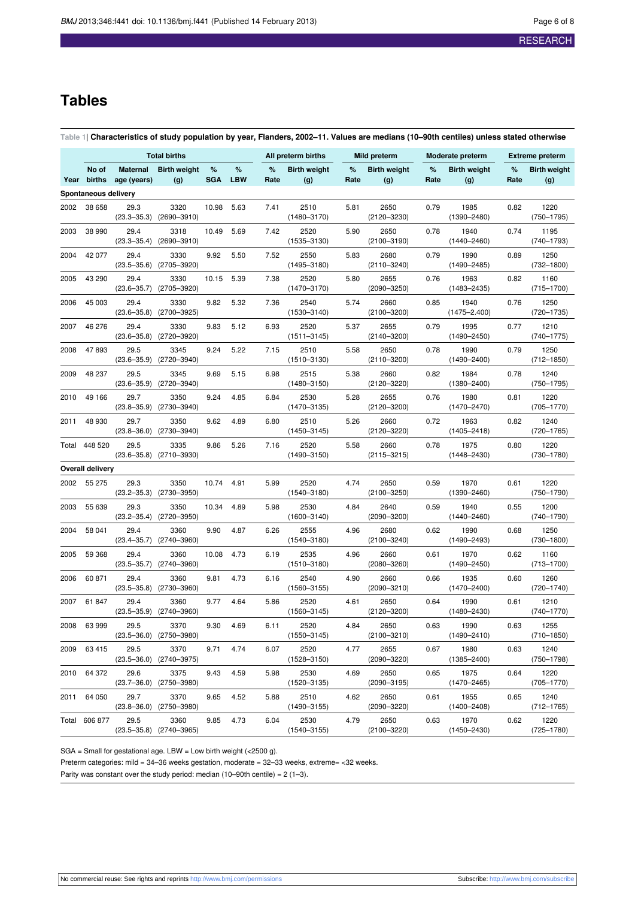# Tables

**Table 1| Characteristics of study population by year, Flanders, 2002–11. Values are medians (10–90th centiles) unless stated otherwise**

| | Total births | | | | | All preterm births | | Mild preterm | | Moderate preterm | | Extreme preterm | |
|---|---|---|---|---|---|---|---|---|---|---|---|---|---|
| Year | No of births | Maternal age (years) | Birth weight (g) | % SGA | % LBW | % Rate | Birth weight (g) | % Rate | Birth weight (g) | % Rate | Birth weight (g) | % Rate | Birth weight (g) |
| **Spontaneous delivery** | | | | | | | | | | | | | |
| 2002 | 38 658 | 29.3 (23.3–35.3) | 3320 (2690–3910) | 10.98 | 5.63 | 7.41 | 2510 (1480–3170) | 5.81 | 2650 (2120–3230) | 0.79 | 1985 (1390–2480) | 0.82 | 1220 (750–1795) |
| 2003 | 38 990 | 29.4 (23.3–35.4) | 3318 (2690–3910) | 10.49 | 5.69 | 7.42 | 2520 (1535–3130) | 5.90 | 2650 (2100–3190) | 0.78 | 1940 (1440–2460) | 0.74 | 1195 (740–1793) |
| 2004 | 42 077 | 29.4 (23.5–35.6) | 3330 (2705–3920) | 9.92 | 5.50 | 7.52 | 2550 (1495–3180) | 5.83 | 2680 (2110–3240) | 0.79 | 1990 (1490–2485) | 0.89 | 1250 (732–1800) |
| 2005 | 43 290 | 29.4 (23.6–35.7) | 3330 (2705–3920) | 10.15 | 5.39 | 7.38 | 2520 (1470–3170) | 5.80 | 2655 (2090–3250) | 0.76 | 1963 (1483–2435) | 0.82 | 1160 (715–1700) |
| 2006 | 45 003 | 29.4 (23.6–35.8) | 3330 (2700–3925) | 9.82 | 5.32 | 7.36 | 2540 (1530–3140) | 5.74 | 2660 (2100–3200) | 0.85 | 1940 (1475–2.400) | 0.76 | 1250 (720–1735) |
| 2007 | 46 276 | 29.4 (23.6–35.8) | 3330 (2720–3920) | 9.83 | 5.12 | 6.93 | 2520 (1511–3145) | 5.37 | 2655 (2140–3200) | 0.79 | 1995 (1490–2450) | 0.77 | 1210 (740–1775) |
| 2008 | 47 893 | 29.5 (23.6–35.9) | 3345 (2720–3940) | 9.24 | 5.22 | 7.15 | 2510 (1510–3130) | 5.58 | 2650 (2110–3200) | 0.78 | 1990 (1490–2400) | 0.79 | 1250 (712–1850) |
| 2009 | 48 237 | 29.5 (23.6–35.9) | 3345 (2720–3940) | 9.69 | 5.15 | 6.98 | 2515 (1480–3150) | 5.38 | 2660 (2120–3220) | 0.82 | 1984 (1380–2400) | 0.78 | 1240 (750–1795) |
| 2010 | 49 166 | 29.7 (23.8–35.9) | 3350 (2730–3940) | 9.24 | 4.85 | 6.84 | 2530 (1470–3135) | 5.28 | 2655 (2120–3200) | 0.76 | 1980 (1470–2470) | 0.81 | 1220 (705–1770) |
| 2011 | 48 930 | 29.7 (23.8–36.0) | 3350 (2730–3940) | 9.62 | 4.89 | 6.80 | 2510 (1450–3145) | 5.26 | 2660 (2120–3220) | 0.72 | 1963 (1405–2418) | 0.82 | 1240 (720–1765) |
| Total | 448 520 | 29.5 (23.6–35.8) | 3335 (2710–3930) | 9.86 | 5.26 | 7.16 | 2520 (1490–3150) | 5.58 | 2660 (2115–3215) | 0.78 | 1975 (1448–2430) | 0.80 | 1220 (730–1780) |
| **Overall delivery** | | | | | | | | | | | | | |
| 2002 | 55 275 | 29.3 (23.2–35.3) | 3350 (2730–3950) | 10.74 | 4.91 | 5.99 | 2520 (1540–3180) | 4.74 | 2650 (2100–3250) | 0.59 | 1970 (1390–2460) | 0.61 | 1220 (750–1790) |
| 2003 | 55 639 | 29.3 (23.2–35.4) | 3350 (2720–3950) | 10.34 | 4.89 | 5.98 | 2530 (1600–3140) | 4.84 | 2640 (2090–3200) | 0.59 | 1940 (1440–2460) | 0.55 | 1200 (740–1790) |
| 2004 | 58 041 | 29.4 (23.4–35.7) | 3360 (2740–3960) | 9.90 | 4.87 | 6.26 | 2555 (1540–3180) | 4.96 | 2680 (2100–3240) | 0.62 | 1990 (1490–2493) | 0.68 | 1250 (730–1800) |
| 2005 | 59 368 | 29.4 (23.5–35.7) | 3360 (2740–3960) | 10.08 | 4.73 | 6.19 | 2535 (1510–3180) | 4.96 | 2660 (2080–3260) | 0.61 | 1970 (1490–2450) | 0.62 | 1160 (713–1700) |
| 2006 | 60 871 | 29.4 (23.5–35.8) | 3360 (2730–3960) | 9.81 | 4.73 | 6.16 | 2540 (1560–3155) | 4.90 | 2660 (2090–3210) | 0.66 | 1935 (1470–2400) | 0.60 | 1260 (720–1740) |
| 2007 | 61 847 | 29.4 (23.5–35.9) | 3360 (2740–3960) | 9.77 | 4.64 | 5.86 | 2520 (1560–3145) | 4.61 | 2650 (2120–3200) | 0.64 | 1990 (1480–2430) | 0.61 | 1210 (740–1770) |
| 2008 | 63 999 | 29.5 (23.5–36.0) | 3370 (2750–3980) | 9.30 | 4.69 | 6.11 | 2520 (1550–3145) | 4.84 | 2650 (2100–3210) | 0.63 | 1990 (1490–2410) | 0.63 | 1255 (710–1850) |
| 2009 | 63 415 | 29.5 (23.5–36.0) | 3370 (2740–3975) | 9.71 | 4.74 | 6.07 | 2520 (1528–3150) | 4.77 | 2655 (2090–3220) | 0.67 | 1980 (1385–2400) | 0.63 | 1240 (750–1798) |
| 2010 | 64 372 | 29.6 (23.7–36.0) | 3375 (2750–3980) | 9.43 | 4.59 | 5.98 | 2530 (1520–3135) | 4.69 | 2650 (2090–3195) | 0.65 | 1975 (1470–2465) | 0.64 | 1220 (705–1770) |
| 2011 | 64 050 | 29.7 (23.8–36.0) | 3370 (2750–3980) | 9.65 | 4.52 | 5.88 | 2510 (1490–3155) | 4.62 | 2650 (2090–3220) | 0.61 | 1955 (1400–2408) | 0.65 | 1240 (712–1765) |
| Total | 606 877 | 29.5 (23.5–35.8) | 3360 (2740–3965) | 9.85 | 4.73 | 6.04 | 2530 (1540–3155) | 4.79 | 2650 (2100–3220) | 0.63 | 1970 (1450–2430) | 0.62 | 1220 (725–1780) |

SGA = Small for gestational age. LBW = Low birth weight (<2500 g).

Preterm categories: mild = 34–36 weeks gestation, moderate = 32–33 weeks, extreme= <32 weeks.

Parity was constant over the study period: median (10–90th centile) = 2 (1–3).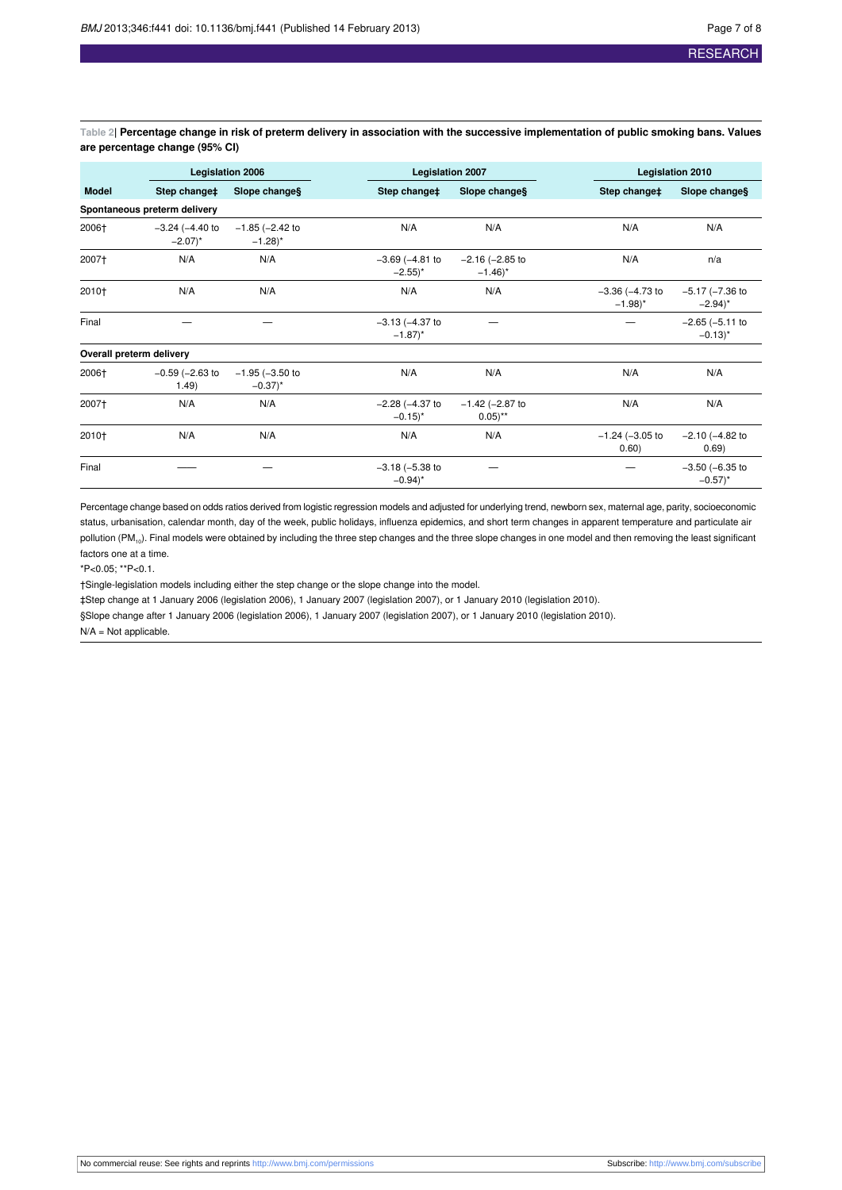**Table 2| Percentage change in risk of preterm delivery in association with the successive implementation of public smoking bans. Values are percentage change (95% CI)**

| | Legislation 2006 | | Legislation 2007 | | Legislation 2010 | |
|---|---|---|---|---|---|---|
| **Model** | **Step change‡** | **Slope change§** | **Step change‡** | **Slope change§** | **Step change‡** | **Slope change§** |
| **Spontaneous preterm delivery** | | | | | | |
| 2006† | −3.24 (−4.40 to −2.07)* | −1.85 (−2.42 to −1.28)* | N/A | N/A | N/A | N/A |
| 2007† | N/A | N/A | −3.69 (−4.81 to −2.55)* | −2.16 (−2.85 to −1.46)* | N/A | n/a |
| 2010† | N/A | N/A | N/A | N/A | −3.36 (−4.73 to −1.98)* | −5.17 (−7.36 to −2.94)* |
| Final | — | — | −3.13 (−4.37 to −1.87)* | — | — | −2.65 (−5.11 to −0.13)* |
| **Overall preterm delivery** | | | | | | |
| 2006† | −0.59 (−2.63 to 1.49) | −1.95 (−3.50 to −0.37)* | N/A | N/A | N/A | N/A |
| 2007† | N/A | N/A | −2.28 (−4.37 to −0.15)* | −1.42 (−2.87 to 0.05)** | N/A | N/A |
| 2010† | N/A | N/A | N/A | N/A | −1.24 (−3.05 to 0.60) | −2.10 (−4.82 to 0.69) |
| Final | —— | — | −3.18 (−5.38 to −0.94)* | — | — | −3.50 (−6.35 to −0.57)* |

Percentage change based on odds ratios derived from logistic regression models and adjusted for underlying trend, newborn sex, maternal age, parity, socioeconomic status, urbanisation, calendar month, day of the week, public holidays, influenza epidemics, and short term changes in apparent temperature and particulate air pollution ($PM_{10}$). Final models were obtained by including the three step changes and the three slope changes in one model and then removing the least significant factors one at a time.

*P<0.05; **P<0.1.

†Single-legislation models including either the step change or the slope change into the model.

‡Step change at 1 January 2006 (legislation 2006), 1 January 2007 (legislation 2007), or 1 January 2010 (legislation 2010).

§Slope change after 1 January 2006 (legislation 2006), 1 January 2007 (legislation 2007), or 1 January 2010 (legislation 2010).

N/A = Not applicable.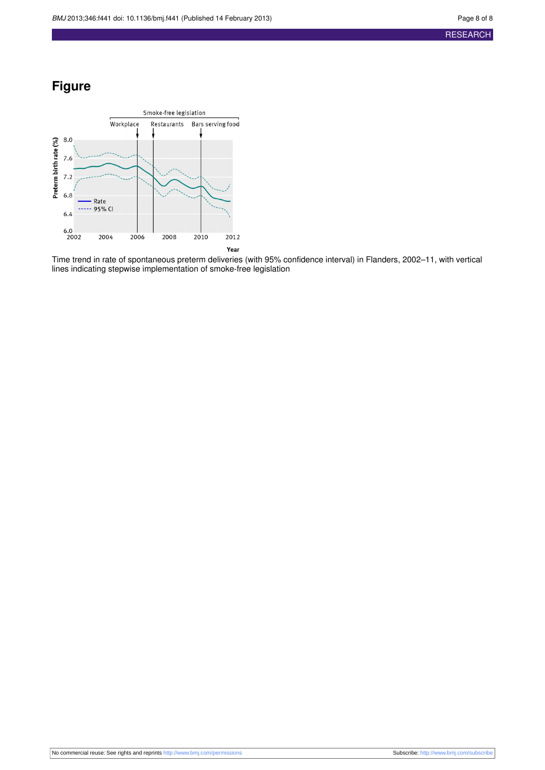# Figure

Smoke-free legislation

Workplace

Restaurants

Bars serving food

Preterm birth rate (%)

8.0

7.6

7.2

6.8

6.4

6.0

Rate

95% CI

2002

2004

2006

2008

2010

2012

Year

Time trend in rate of spontaneous preterm deliveries (with 95% confidence interval) in Flanders, 2002–11, with vertical lines indicating stepwise implementation of smoke-free legislation